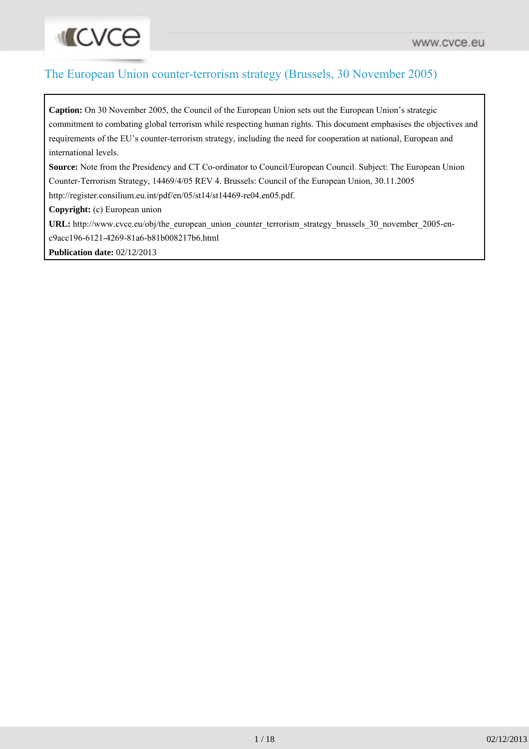# The European Union counter-terrorism strategy (Brussels, 30 November 2005)

**Caption:** On 30 November 2005, the Council of the European Union sets out the European Union's strategic commitment to combating global terrorism while respecting human rights. This document emphasises the objectives and requirements of the EU's counter-terrorism strategy, including the need for cooperation at national, European and international levels.

**Source:** Note from the Presidency and CT Co-ordinator to Council/European Council. Subject: The European Union Counter-Terrorism Strategy, 14469/4/05 REV 4. Brussels: Council of the European Union, 30.11.2005 http://register.consilium.eu.int/pdf/en/05/st14/st14469-re04.en05.pdf.

**Copyright:** (c) European union

**URL:** http://www.cvce.eu/obj/the_european_union_counter_terrorism_strategy_brussels_30_november_2005-en-c9acc196-6121-4269-81a6-b81b008217b6.html

**Publication date:** 02/12/2013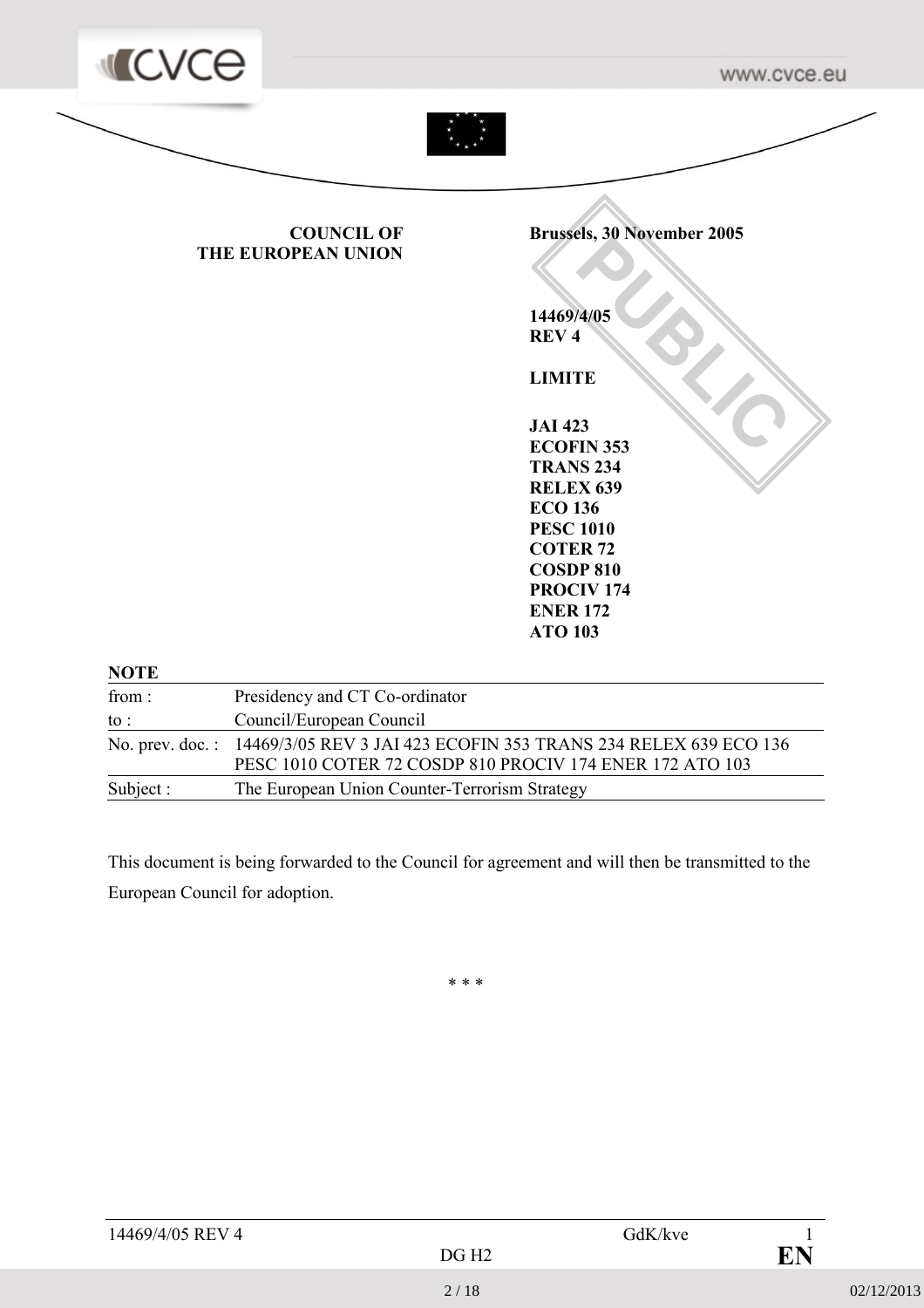**COUNCIL OF THE EUROPEAN UNION**

**Brussels, 30 November 2005**

**14469/4/05**
**REV 4**

**LIMITE**

**JAI 423**
**ECOFIN 353**
**TRANS 234**
**RELEX 639**
**ECO 136**
**PESC 1010**
**COTER 72**
**COSDP 810**
**PROCIV 174**
**ENER 172**
**ATO 103**

**NOTE**

| | |
|---|---|
| from : | Presidency and CT Co-ordinator |
| to : | Council/European Council |
| No. prev. doc. : | 14469/3/05 REV 3 JAI 423 ECOFIN 353 TRANS 234 RELEX 639 ECO 136 PESC 1010 COTER 72 COSDP 810 PROCIV 174 ENER 172 ATO 103 |
| Subject : | The European Union Counter-Terrorism Strategy |

This document is being forwarded to the Council for agreement and will then be transmitted to the European Council for adoption.

\* \* \*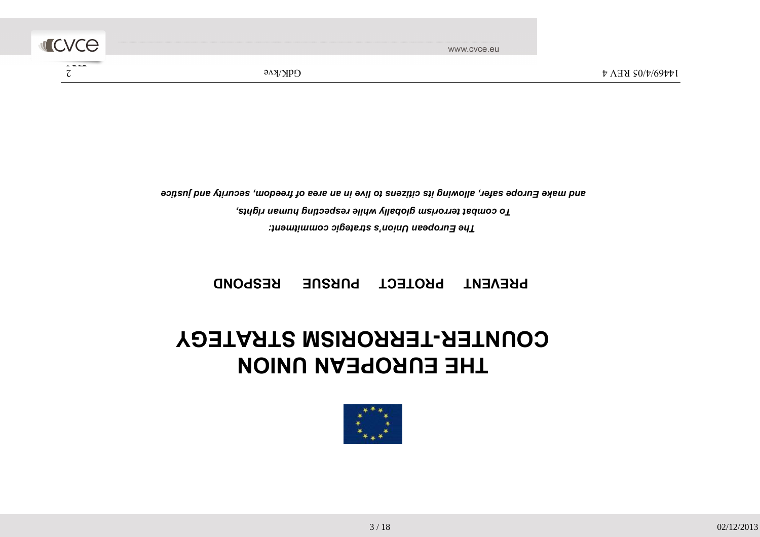# THE EUROPEAN UNION COUNTER-TERRORISM STRATEGY

**PREVENT PROTECT PURSUE RESPOND**

*The European Union's strategic commitment:*

*To combat terrorism globally while respecting human rights,*

*and make Europe safer, allowing its citizens to live in an area of freedom, security and justice*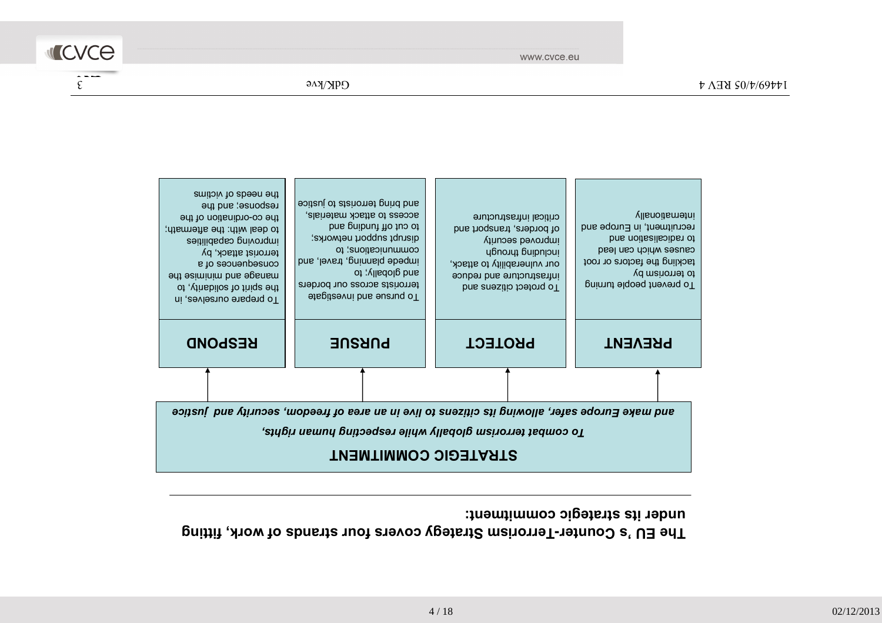**The EU 's Counter-Terrorism Strategy covers four strands of work, fitting under its strategic commitment:**

**STRATEGIC COMMITMENT**

*To combat terrorism globally while respecting human rights, and make Europe safer, allowing its citizens to live in an area of freedom, security and justice*

| PREVENT | PROTECT | PURSUE | RESPOND |
| --- | --- | --- | --- |
| To prevent people turning to terrorism by tackling the factors or root causes which can lead to radicalisation and recruitment, in Europe and internationally | To protect citizens and infrastructure and reduce our vulnerability to attack, including through improved security of borders, transport and critical infrastructure | To pursue and investigate terrorists across our borders and globally; to impede planning, travel, and communications; to disrupt support networks; to cut off funding and access to attack materials, and bring terrorists to justice | To prepare ourselves, in the spirit of solidarity, to manage and minimise the consequences of a terrorist attack, by improving capabilities to deal with: the aftermath; the co-ordination of the response; and the needs of victims |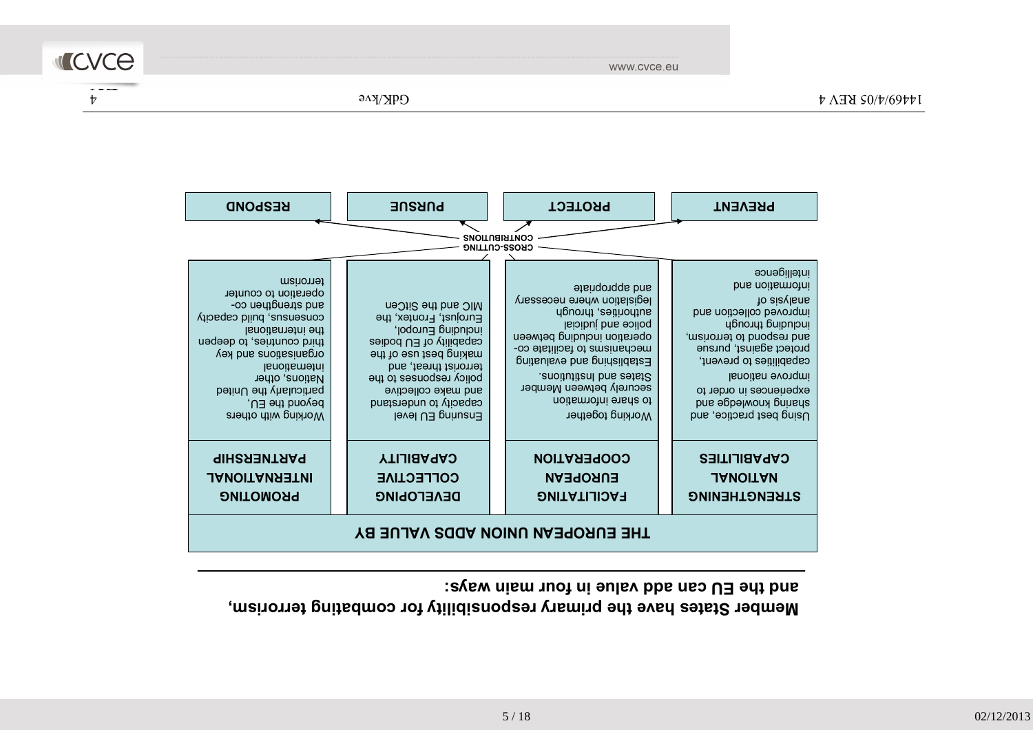**Member States have the primary responsibility for combating terrorism, and the EU can add value in four main ways:**

| THE EUROPEAN UNION ADDS VALUE BY | | | |
|---|---|---|---|
| **STRENGTHENING NATIONAL CAPABILITIES** | **FACILITATING EUROPEAN COOPERATION** | **DEVELOPING COLLECTIVE CAPABILITY** | **PROMOTING INTERNATIONAL PARTNERSHIP** |
| Using best practice, and sharing knowledge and experiences in order to improve national capabilities to prevent, protect against, pursue and respond to terrorism, including through improved collection and analysis of information and intelligence | Working together to share information securely between Member States and Institutions. Establishing and evaluating mechanisms to facilitate co-operation including between police and judicial authorities, through legislation where necessary and appropriate | Ensuring EU level capacity to understand and make collective policy responses to the terrorist threat, and making best use of the capability of EU bodies including Europol, Eurojust, Frontex, the MIC and the SitCen | Working with others beyond the EU, particularly the United Nations, other international organisations and key third countries, to deepen the international consensus, build capacity and strengthen co-operation to counter terrorism |

CROSS-CUTTING CONTRIBUTIONS

| PREVENT | PROTECT | PURSUE | RESPOND |
|---|---|---|---|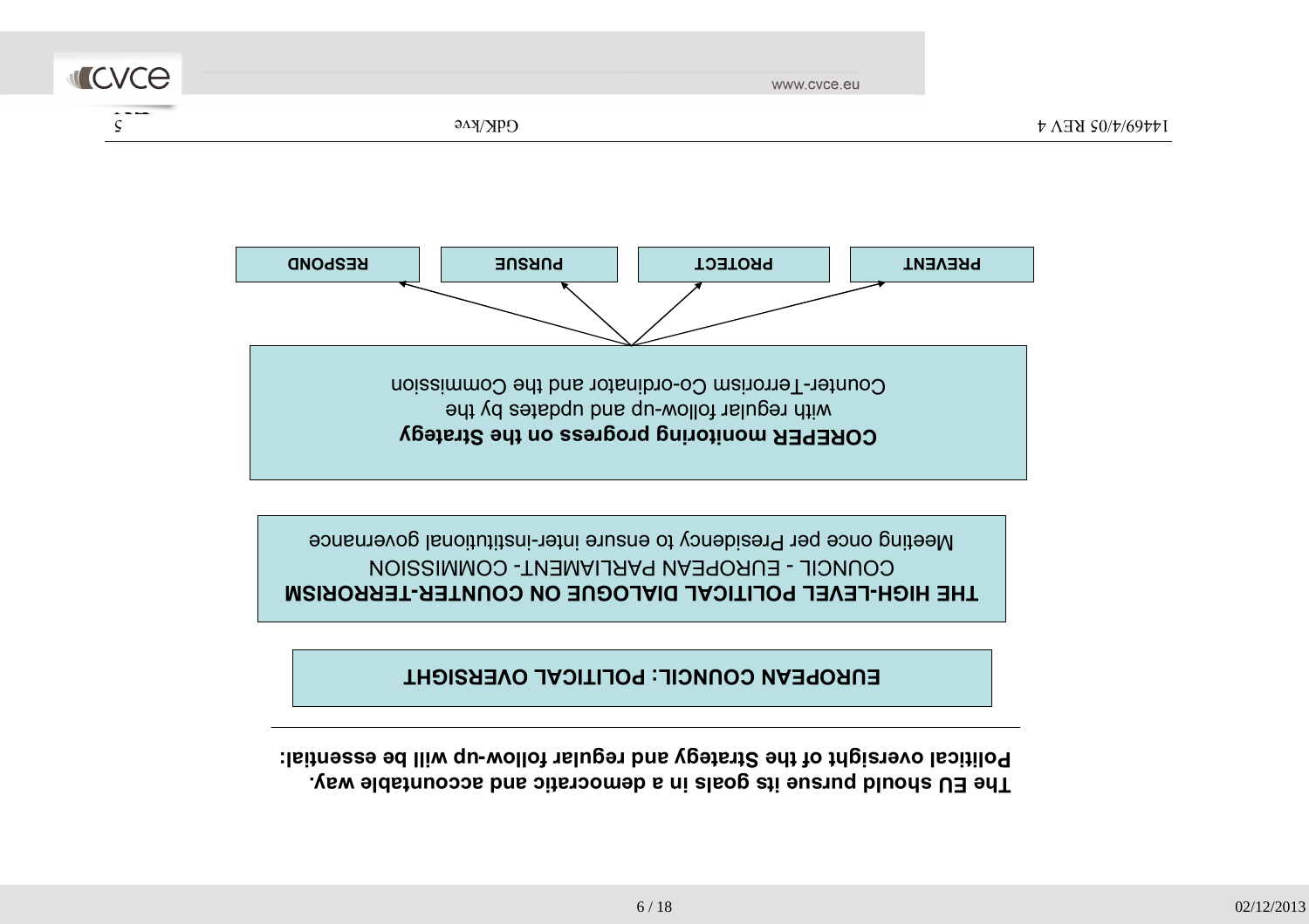**The EU should pursue its goals in a democratic and accountable way. Political oversight of the Strategy and regular follow-up will be essential:**

---

**EUROPEAN COUNCIL: POLITICAL OVERSIGHT**

**THE HIGH-LEVEL POLITICAL DIALOGUE ON COUNTER-TERRORISM**
COUNCIL - EUROPEAN PARLIAMENT- COMMISSION
Meeting once per Presidency to ensure inter-institutional governance

**COREPER monitoring progress on the Strategy**
with regular follow-up and updates by the
Counter-Terrorism Co-ordinator and the Commission

**PREVENT** | **PROTECT** | **PURSUE** | **RESPOND**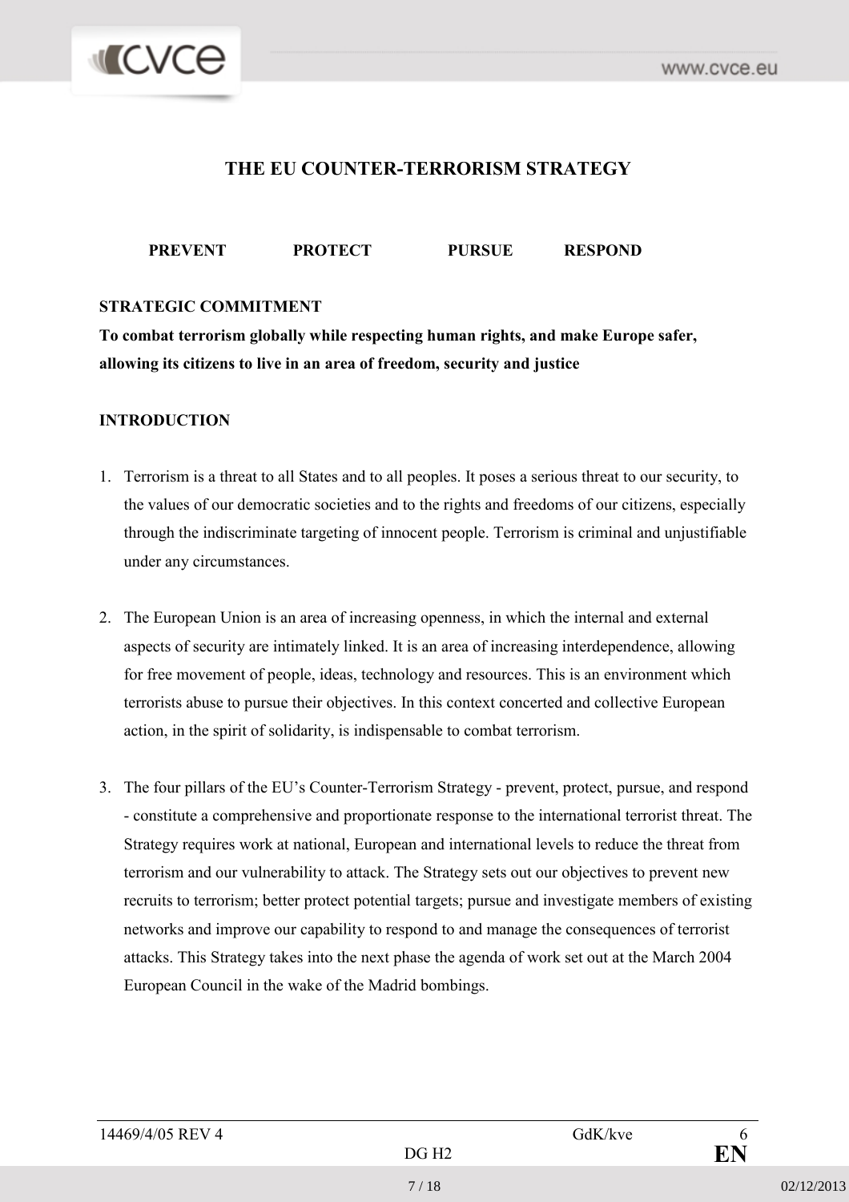# THE EU COUNTER-TERRORISM STRATEGY

**PREVENT PROTECT PURSUE RESPOND**

**STRATEGIC COMMITMENT**

**To combat terrorism globally while respecting human rights, and make Europe safer, allowing its citizens to live in an area of freedom, security and justice**

**INTRODUCTION**

1. Terrorism is a threat to all States and to all peoples. It poses a serious threat to our security, to the values of our democratic societies and to the rights and freedoms of our citizens, especially through the indiscriminate targeting of innocent people. Terrorism is criminal and unjustifiable under any circumstances.

2. The European Union is an area of increasing openness, in which the internal and external aspects of security are intimately linked. It is an area of increasing interdependence, allowing for free movement of people, ideas, technology and resources. This is an environment which terrorists abuse to pursue their objectives. In this context concerted and collective European action, in the spirit of solidarity, is indispensable to combat terrorism.

3. The four pillars of the EU's Counter-Terrorism Strategy - prevent, protect, pursue, and respond - constitute a comprehensive and proportionate response to the international terrorist threat. The Strategy requires work at national, European and international levels to reduce the threat from terrorism and our vulnerability to attack. The Strategy sets out our objectives to prevent new recruits to terrorism; better protect potential targets; pursue and investigate members of existing networks and improve our capability to respond to and manage the consequences of terrorist attacks. This Strategy takes into the next phase the agenda of work set out at the March 2004 European Council in the wake of the Madrid bombings.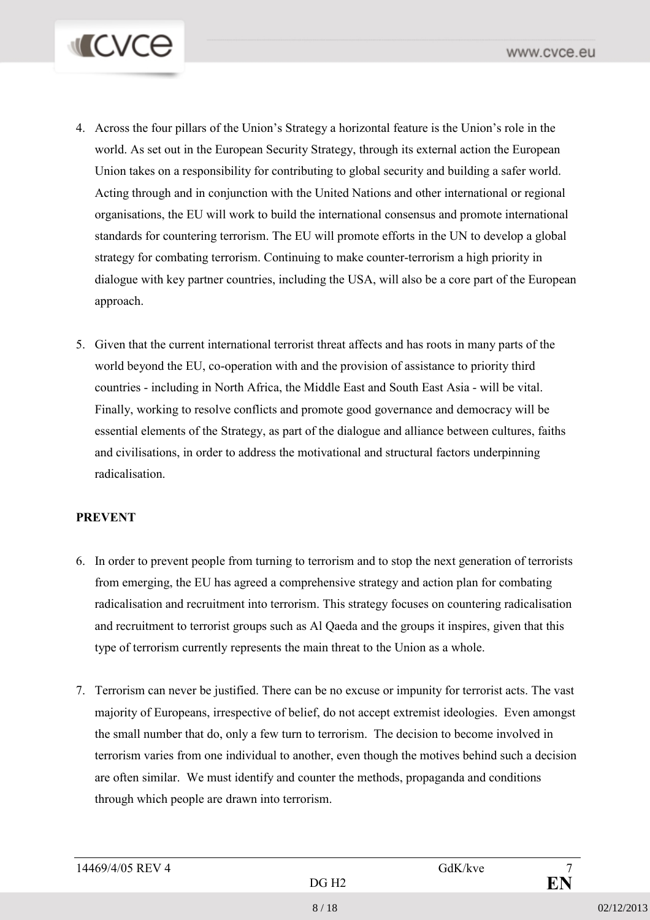4. Across the four pillars of the Union's Strategy a horizontal feature is the Union's role in the world. As set out in the European Security Strategy, through its external action the European Union takes on a responsibility for contributing to global security and building a safer world. Acting through and in conjunction with the United Nations and other international or regional organisations, the EU will work to build the international consensus and promote international standards for countering terrorism. The EU will promote efforts in the UN to develop a global strategy for combating terrorism. Continuing to make counter-terrorism a high priority in dialogue with key partner countries, including the USA, will also be a core part of the European approach.

5. Given that the current international terrorist threat affects and has roots in many parts of the world beyond the EU, co-operation with and the provision of assistance to priority third countries - including in North Africa, the Middle East and South East Asia - will be vital. Finally, working to resolve conflicts and promote good governance and democracy will be essential elements of the Strategy, as part of the dialogue and alliance between cultures, faiths and civilisations, in order to address the motivational and structural factors underpinning radicalisation.

**PREVENT**

6. In order to prevent people from turning to terrorism and to stop the next generation of terrorists from emerging, the EU has agreed a comprehensive strategy and action plan for combating radicalisation and recruitment into terrorism. This strategy focuses on countering radicalisation and recruitment to terrorist groups such as Al Qaeda and the groups it inspires, given that this type of terrorism currently represents the main threat to the Union as a whole.

7. Terrorism can never be justified. There can be no excuse or impunity for terrorist acts. The vast majority of Europeans, irrespective of belief, do not accept extremist ideologies. Even amongst the small number that do, only a few turn to terrorism. The decision to become involved in terrorism varies from one individual to another, even though the motives behind such a decision are often similar. We must identify and counter the methods, propaganda and conditions through which people are drawn into terrorism.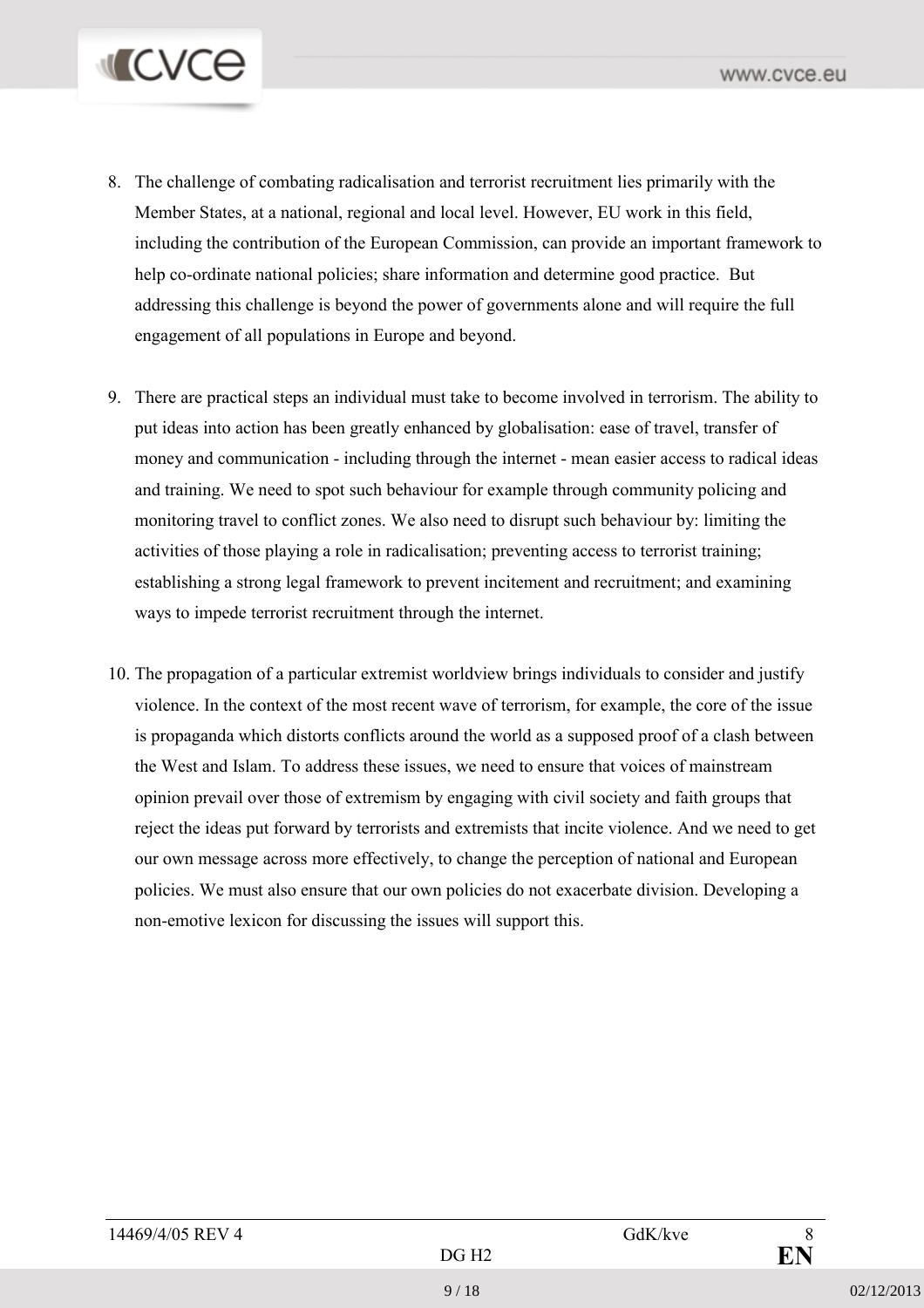8. The challenge of combating radicalisation and terrorist recruitment lies primarily with the Member States, at a national, regional and local level. However, EU work in this field, including the contribution of the European Commission, can provide an important framework to help co-ordinate national policies; share information and determine good practice. But addressing this challenge is beyond the power of governments alone and will require the full engagement of all populations in Europe and beyond.

9. There are practical steps an individual must take to become involved in terrorism. The ability to put ideas into action has been greatly enhanced by globalisation: ease of travel, transfer of money and communication - including through the internet - mean easier access to radical ideas and training. We need to spot such behaviour for example through community policing and monitoring travel to conflict zones. We also need to disrupt such behaviour by: limiting the activities of those playing a role in radicalisation; preventing access to terrorist training; establishing a strong legal framework to prevent incitement and recruitment; and examining ways to impede terrorist recruitment through the internet.

10. The propagation of a particular extremist worldview brings individuals to consider and justify violence. In the context of the most recent wave of terrorism, for example, the core of the issue is propaganda which distorts conflicts around the world as a supposed proof of a clash between the West and Islam. To address these issues, we need to ensure that voices of mainstream opinion prevail over those of extremism by engaging with civil society and faith groups that reject the ideas put forward by terrorists and extremists that incite violence. And we need to get our own message across more effectively, to change the perception of national and European policies. We must also ensure that our own policies do not exacerbate division. Developing a non-emotive lexicon for discussing the issues will support this.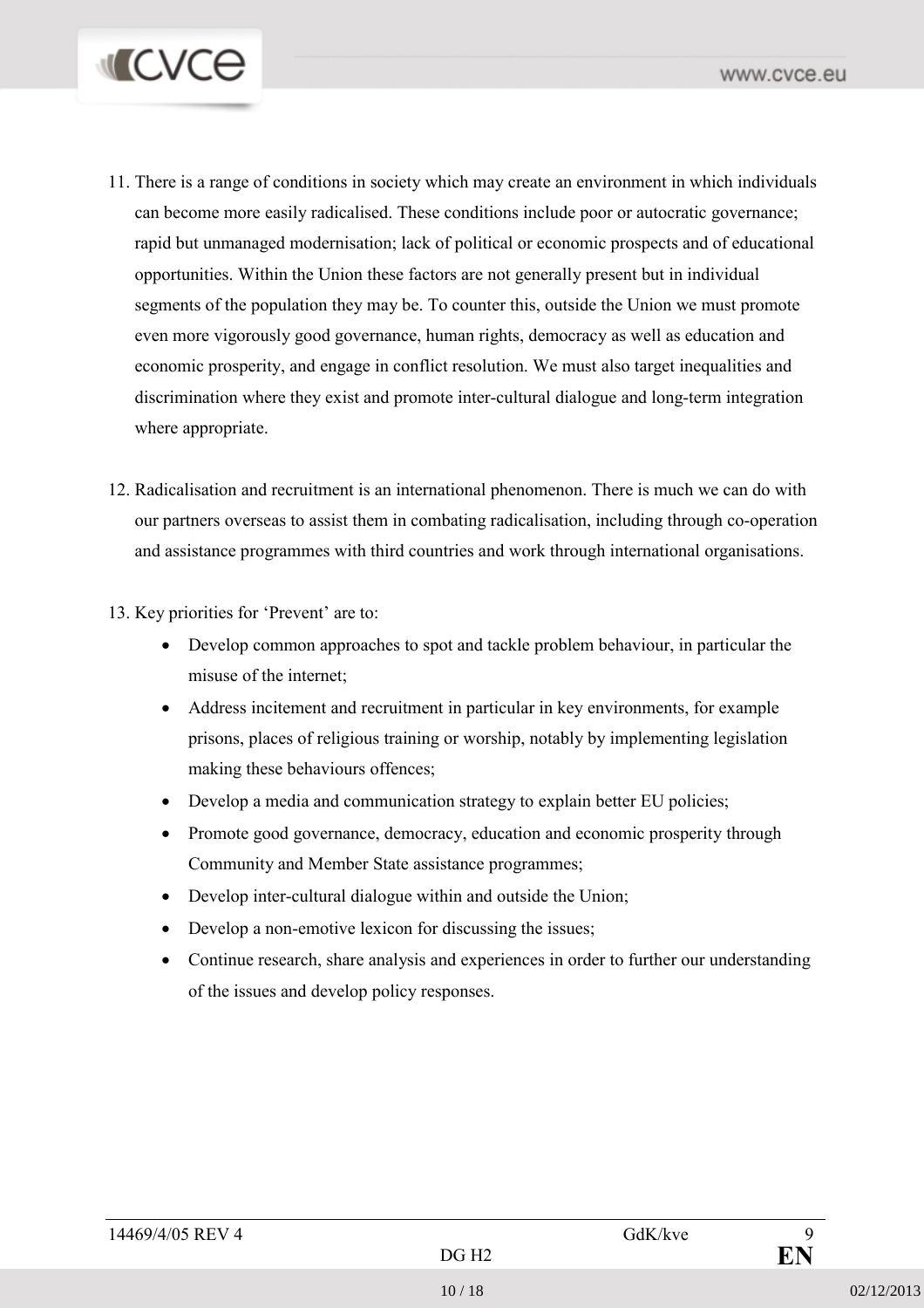11. There is a range of conditions in society which may create an environment in which individuals can become more easily radicalised. These conditions include poor or autocratic governance; rapid but unmanaged modernisation; lack of political or economic prospects and of educational opportunities. Within the Union these factors are not generally present but in individual segments of the population they may be. To counter this, outside the Union we must promote even more vigorously good governance, human rights, democracy as well as education and economic prosperity, and engage in conflict resolution. We must also target inequalities and discrimination where they exist and promote inter-cultural dialogue and long-term integration where appropriate.

12. Radicalisation and recruitment is an international phenomenon. There is much we can do with our partners overseas to assist them in combating radicalisation, including through co-operation and assistance programmes with third countries and work through international organisations.

13. Key priorities for 'Prevent' are to:
    - Develop common approaches to spot and tackle problem behaviour, in particular the misuse of the internet;
    - Address incitement and recruitment in particular in key environments, for example prisons, places of religious training or worship, notably by implementing legislation making these behaviours offences;
    - Develop a media and communication strategy to explain better EU policies;
    - Promote good governance, democracy, education and economic prosperity through Community and Member State assistance programmes;
    - Develop inter-cultural dialogue within and outside the Union;
    - Develop a non-emotive lexicon for discussing the issues;
    - Continue research, share analysis and experiences in order to further our understanding of the issues and develop policy responses.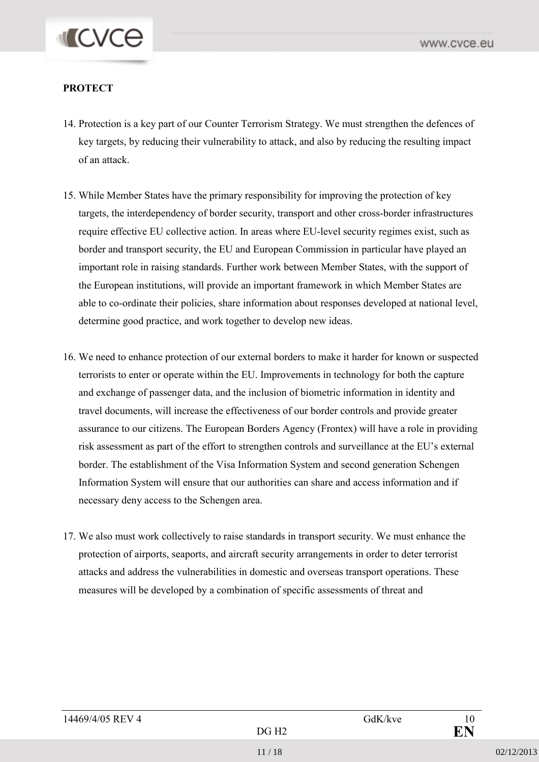**PROTECT**

14. Protection is a key part of our Counter Terrorism Strategy. We must strengthen the defences of key targets, by reducing their vulnerability to attack, and also by reducing the resulting impact of an attack.

15. While Member States have the primary responsibility for improving the protection of key targets, the interdependency of border security, transport and other cross-border infrastructures require effective EU collective action. In areas where EU-level security regimes exist, such as border and transport security, the EU and European Commission in particular have played an important role in raising standards. Further work between Member States, with the support of the European institutions, will provide an important framework in which Member States are able to co-ordinate their policies, share information about responses developed at national level, determine good practice, and work together to develop new ideas.

16. We need to enhance protection of our external borders to make it harder for known or suspected terrorists to enter or operate within the EU. Improvements in technology for both the capture and exchange of passenger data, and the inclusion of biometric information in identity and travel documents, will increase the effectiveness of our border controls and provide greater assurance to our citizens. The European Borders Agency (Frontex) will have a role in providing risk assessment as part of the effort to strengthen controls and surveillance at the EU's external border. The establishment of the Visa Information System and second generation Schengen Information System will ensure that our authorities can share and access information and if necessary deny access to the Schengen area.

17. We also must work collectively to raise standards in transport security. We must enhance the protection of airports, seaports, and aircraft security arrangements in order to deter terrorist attacks and address the vulnerabilities in domestic and overseas transport operations. These measures will be developed by a combination of specific assessments of threat and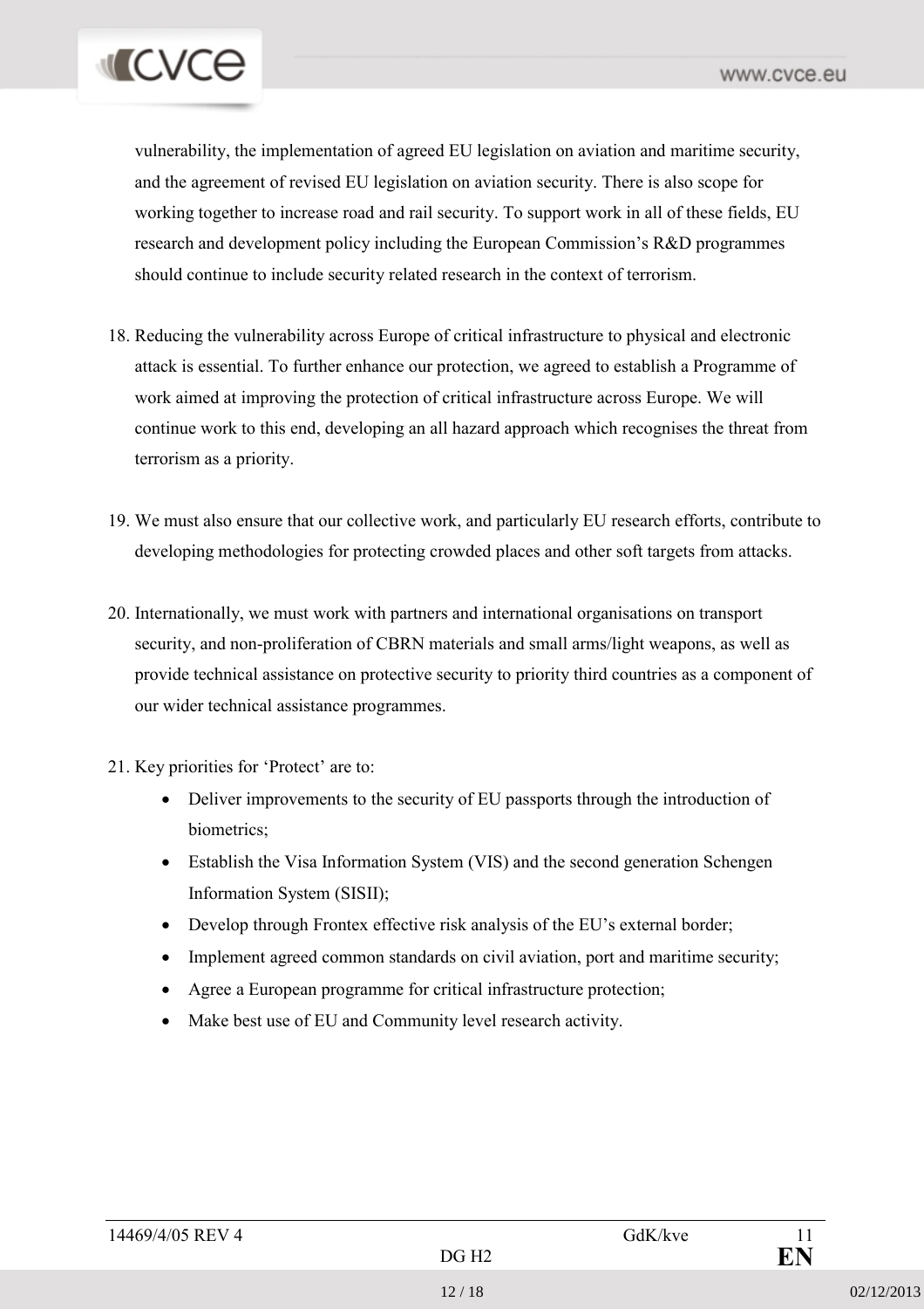vulnerability, the implementation of agreed EU legislation on aviation and maritime security, and the agreement of revised EU legislation on aviation security. There is also scope for working together to increase road and rail security. To support work in all of these fields, EU research and development policy including the European Commission's R&D programmes should continue to include security related research in the context of terrorism.

18. Reducing the vulnerability across Europe of critical infrastructure to physical and electronic attack is essential. To further enhance our protection, we agreed to establish a Programme of work aimed at improving the protection of critical infrastructure across Europe. We will continue work to this end, developing an all hazard approach which recognises the threat from terrorism as a priority.

19. We must also ensure that our collective work, and particularly EU research efforts, contribute to developing methodologies for protecting crowded places and other soft targets from attacks.

20. Internationally, we must work with partners and international organisations on transport security, and non-proliferation of CBRN materials and small arms/light weapons, as well as provide technical assistance on protective security to priority third countries as a component of our wider technical assistance programmes.

21. Key priorities for 'Protect' are to:
    - Deliver improvements to the security of EU passports through the introduction of biometrics;
    - Establish the Visa Information System (VIS) and the second generation Schengen Information System (SISII);
    - Develop through Frontex effective risk analysis of the EU's external border;
    - Implement agreed common standards on civil aviation, port and maritime security;
    - Agree a European programme for critical infrastructure protection;
    - Make best use of EU and Community level research activity.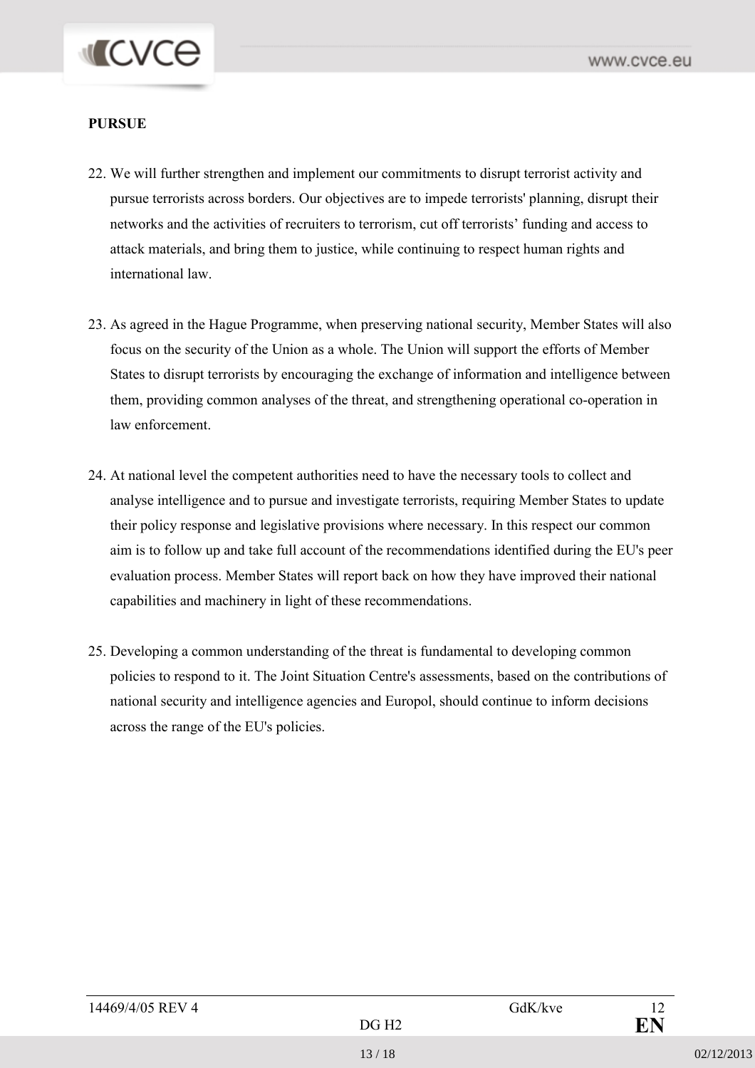**PURSUE**

22. We will further strengthen and implement our commitments to disrupt terrorist activity and pursue terrorists across borders. Our objectives are to impede terrorists' planning, disrupt their networks and the activities of recruiters to terrorism, cut off terrorists’ funding and access to attack materials, and bring them to justice, while continuing to respect human rights and international law.

23. As agreed in the Hague Programme, when preserving national security, Member States will also focus on the security of the Union as a whole. The Union will support the efforts of Member States to disrupt terrorists by encouraging the exchange of information and intelligence between them, providing common analyses of the threat, and strengthening operational co-operation in law enforcement.

24. At national level the competent authorities need to have the necessary tools to collect and analyse intelligence and to pursue and investigate terrorists, requiring Member States to update their policy response and legislative provisions where necessary. In this respect our common aim is to follow up and take full account of the recommendations identified during the EU's peer evaluation process. Member States will report back on how they have improved their national capabilities and machinery in light of these recommendations.

25. Developing a common understanding of the threat is fundamental to developing common policies to respond to it. The Joint Situation Centre's assessments, based on the contributions of national security and intelligence agencies and Europol, should continue to inform decisions across the range of the EU's policies.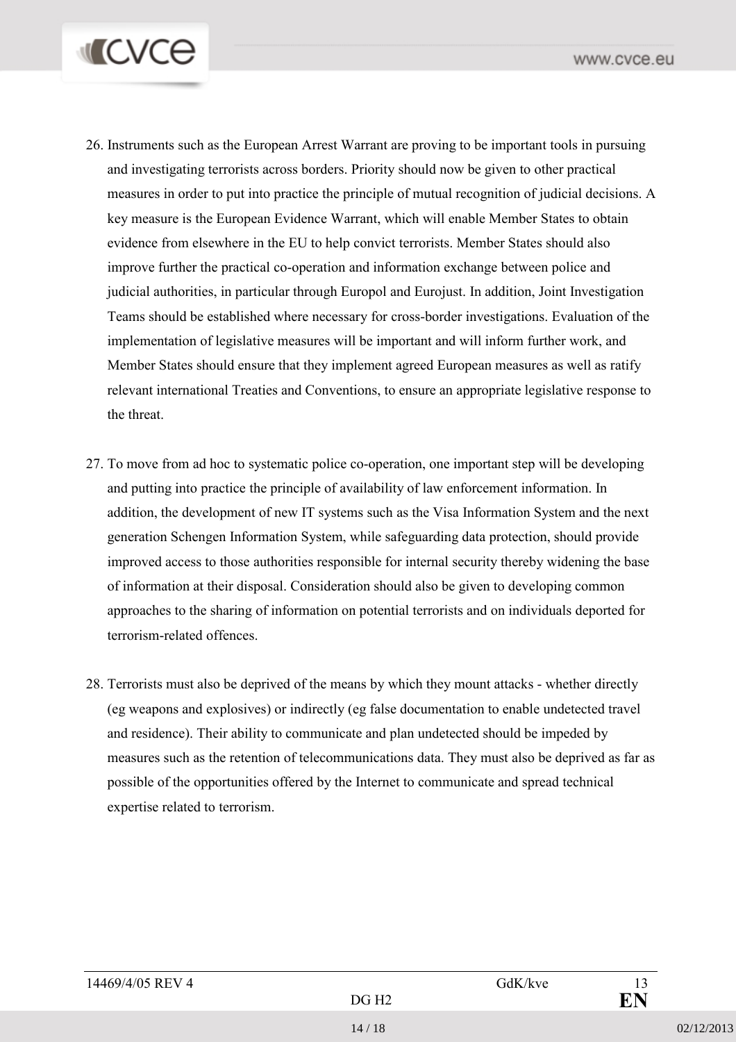26. Instruments such as the European Arrest Warrant are proving to be important tools in pursuing and investigating terrorists across borders. Priority should now be given to other practical measures in order to put into practice the principle of mutual recognition of judicial decisions. A key measure is the European Evidence Warrant, which will enable Member States to obtain evidence from elsewhere in the EU to help convict terrorists. Member States should also improve further the practical co-operation and information exchange between police and judicial authorities, in particular through Europol and Eurojust. In addition, Joint Investigation Teams should be established where necessary for cross-border investigations. Evaluation of the implementation of legislative measures will be important and will inform further work, and Member States should ensure that they implement agreed European measures as well as ratify relevant international Treaties and Conventions, to ensure an appropriate legislative response to the threat.

27. To move from ad hoc to systematic police co-operation, one important step will be developing and putting into practice the principle of availability of law enforcement information. In addition, the development of new IT systems such as the Visa Information System and the next generation Schengen Information System, while safeguarding data protection, should provide improved access to those authorities responsible for internal security thereby widening the base of information at their disposal. Consideration should also be given to developing common approaches to the sharing of information on potential terrorists and on individuals deported for terrorism-related offences.

28. Terrorists must also be deprived of the means by which they mount attacks - whether directly (eg weapons and explosives) or indirectly (eg false documentation to enable undetected travel and residence). Their ability to communicate and plan undetected should be impeded by measures such as the retention of telecommunications data. They must also be deprived as far as possible of the opportunities offered by the Internet to communicate and spread technical expertise related to terrorism.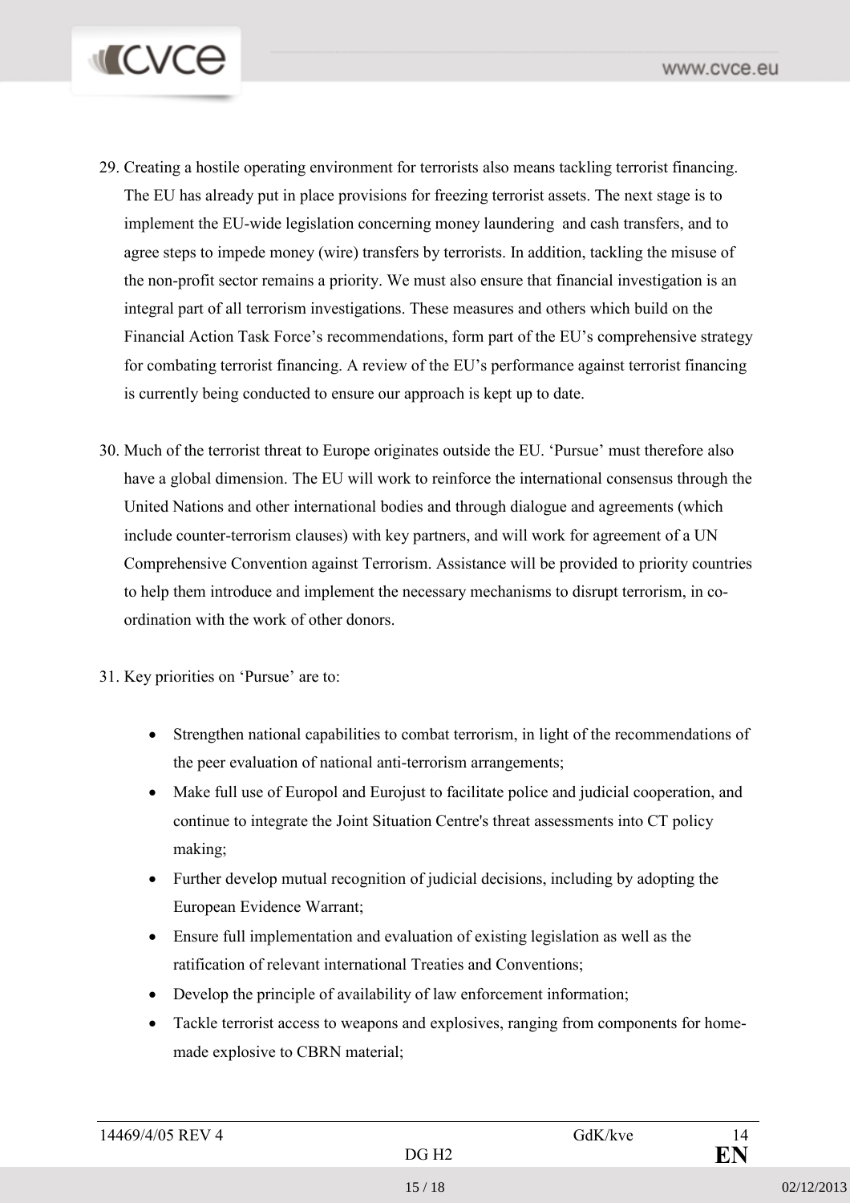29. Creating a hostile operating environment for terrorists also means tackling terrorist financing. The EU has already put in place provisions for freezing terrorist assets. The next stage is to implement the EU-wide legislation concerning money laundering and cash transfers, and to agree steps to impede money (wire) transfers by terrorists. In addition, tackling the misuse of the non-profit sector remains a priority. We must also ensure that financial investigation is an integral part of all terrorism investigations. These measures and others which build on the Financial Action Task Force's recommendations, form part of the EU's comprehensive strategy for combating terrorist financing. A review of the EU's performance against terrorist financing is currently being conducted to ensure our approach is kept up to date.

30. Much of the terrorist threat to Europe originates outside the EU. 'Pursue' must therefore also have a global dimension. The EU will work to reinforce the international consensus through the United Nations and other international bodies and through dialogue and agreements (which include counter-terrorism clauses) with key partners, and will work for agreement of a UN Comprehensive Convention against Terrorism. Assistance will be provided to priority countries to help them introduce and implement the necessary mechanisms to disrupt terrorism, in co-ordination with the work of other donors.

31. Key priorities on 'Pursue' are to:

    - Strengthen national capabilities to combat terrorism, in light of the recommendations of the peer evaluation of national anti-terrorism arrangements;
    - Make full use of Europol and Eurojust to facilitate police and judicial cooperation, and continue to integrate the Joint Situation Centre's threat assessments into CT policy making;
    - Further develop mutual recognition of judicial decisions, including by adopting the European Evidence Warrant;
    - Ensure full implementation and evaluation of existing legislation as well as the ratification of relevant international Treaties and Conventions;
    - Develop the principle of availability of law enforcement information;
    - Tackle terrorist access to weapons and explosives, ranging from components for home-made explosive to CBRN material;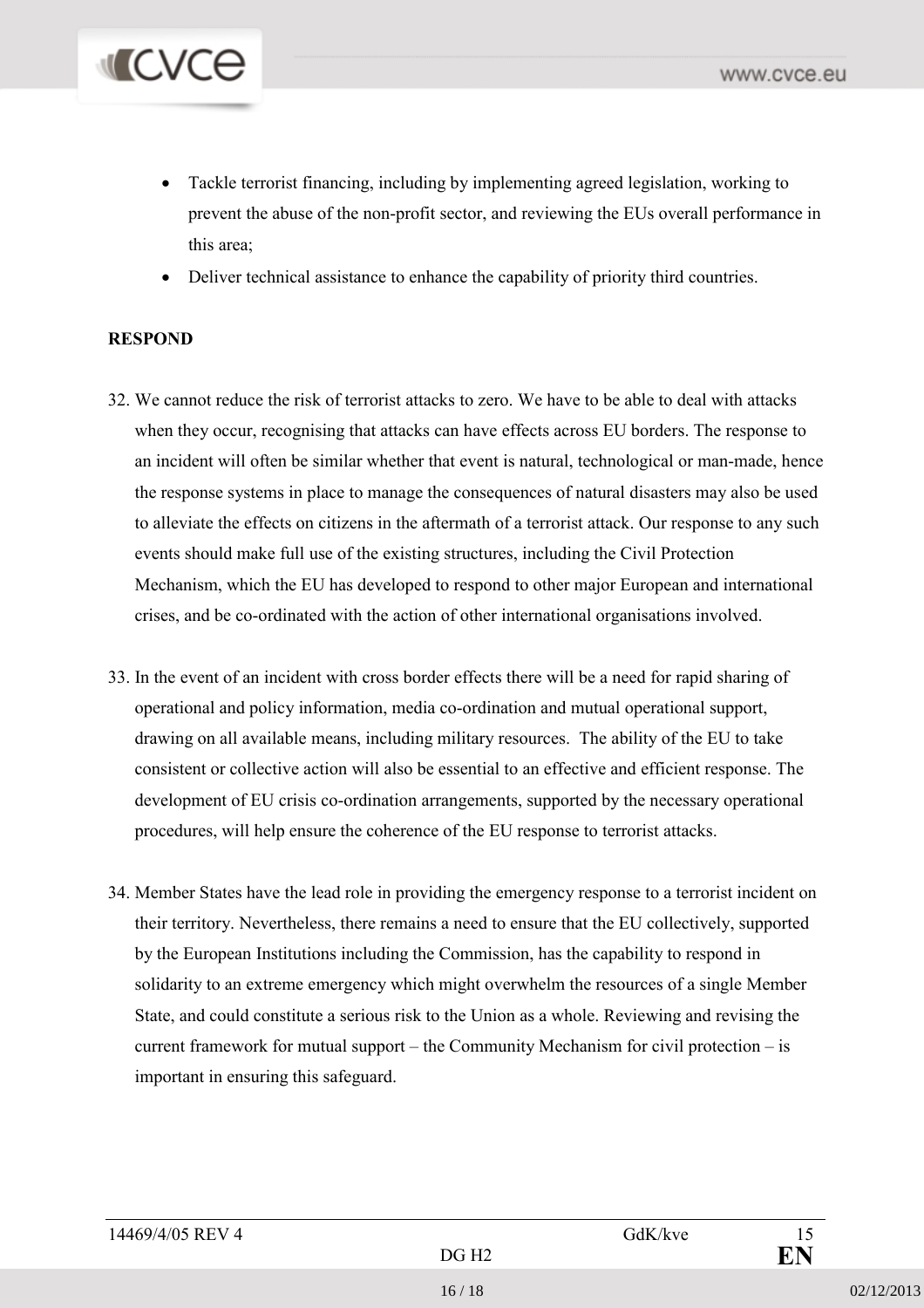- Tackle terrorist financing, including by implementing agreed legislation, working to prevent the abuse of the non-profit sector, and reviewing the EUs overall performance in this area;
- Deliver technical assistance to enhance the capability of priority third countries.

**RESPOND**

32. We cannot reduce the risk of terrorist attacks to zero. We have to be able to deal with attacks when they occur, recognising that attacks can have effects across EU borders. The response to an incident will often be similar whether that event is natural, technological or man-made, hence the response systems in place to manage the consequences of natural disasters may also be used to alleviate the effects on citizens in the aftermath of a terrorist attack. Our response to any such events should make full use of the existing structures, including the Civil Protection Mechanism, which the EU has developed to respond to other major European and international crises, and be co-ordinated with the action of other international organisations involved.

33. In the event of an incident with cross border effects there will be a need for rapid sharing of operational and policy information, media co-ordination and mutual operational support, drawing on all available means, including military resources. The ability of the EU to take consistent or collective action will also be essential to an effective and efficient response. The development of EU crisis co-ordination arrangements, supported by the necessary operational procedures, will help ensure the coherence of the EU response to terrorist attacks.

34. Member States have the lead role in providing the emergency response to a terrorist incident on their territory. Nevertheless, there remains a need to ensure that the EU collectively, supported by the European Institutions including the Commission, has the capability to respond in solidarity to an extreme emergency which might overwhelm the resources of a single Member State, and could constitute a serious risk to the Union as a whole. Reviewing and revising the current framework for mutual support – the Community Mechanism for civil protection – is important in ensuring this safeguard.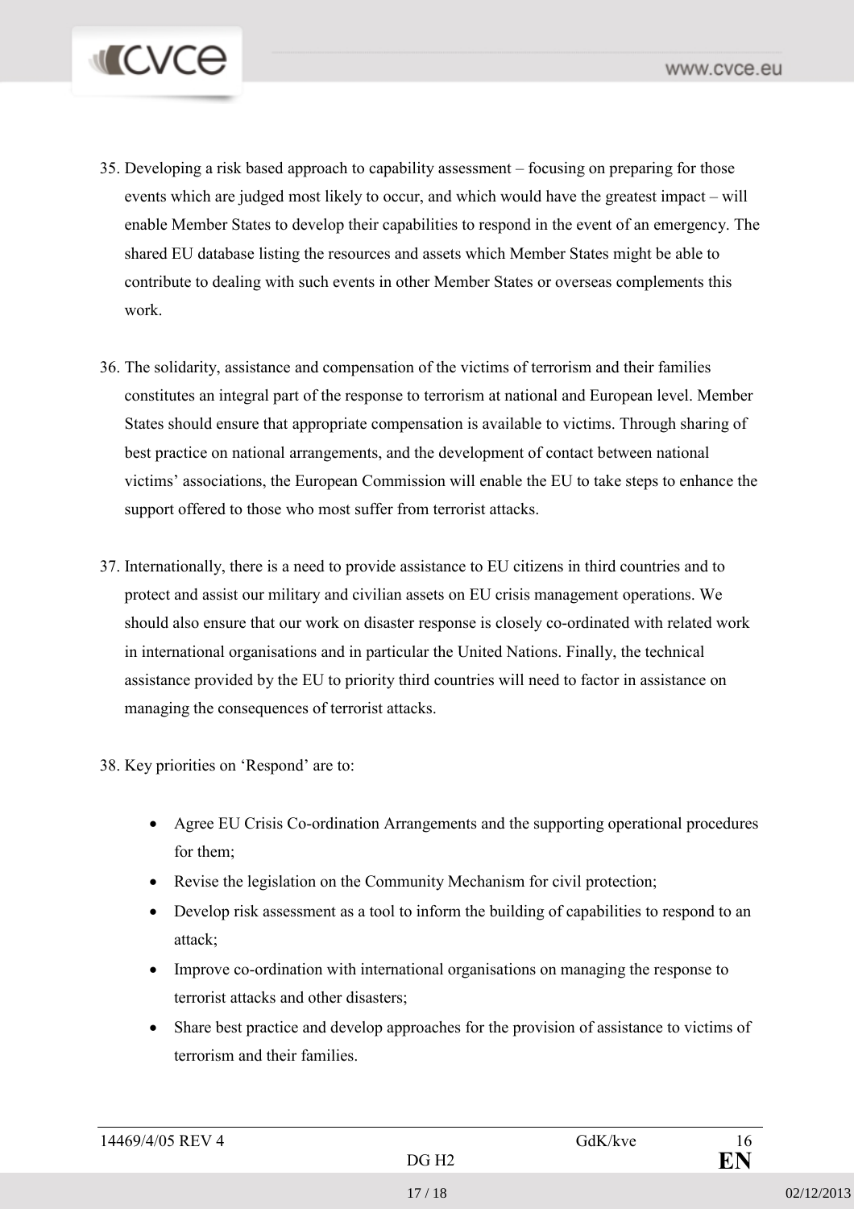35. Developing a risk based approach to capability assessment – focusing on preparing for those events which are judged most likely to occur, and which would have the greatest impact – will enable Member States to develop their capabilities to respond in the event of an emergency. The shared EU database listing the resources and assets which Member States might be able to contribute to dealing with such events in other Member States or overseas complements this work.

36. The solidarity, assistance and compensation of the victims of terrorism and their families constitutes an integral part of the response to terrorism at national and European level. Member States should ensure that appropriate compensation is available to victims. Through sharing of best practice on national arrangements, and the development of contact between national victims' associations, the European Commission will enable the EU to take steps to enhance the support offered to those who most suffer from terrorist attacks.

37. Internationally, there is a need to provide assistance to EU citizens in third countries and to protect and assist our military and civilian assets on EU crisis management operations. We should also ensure that our work on disaster response is closely co-ordinated with related work in international organisations and in particular the United Nations. Finally, the technical assistance provided by the EU to priority third countries will need to factor in assistance on managing the consequences of terrorist attacks.

38. Key priorities on 'Respond' are to:

- Agree EU Crisis Co-ordination Arrangements and the supporting operational procedures for them;
- Revise the legislation on the Community Mechanism for civil protection;
- Develop risk assessment as a tool to inform the building of capabilities to respond to an attack;
- Improve co-ordination with international organisations on managing the response to terrorist attacks and other disasters;
- Share best practice and develop approaches for the provision of assistance to victims of terrorism and their families.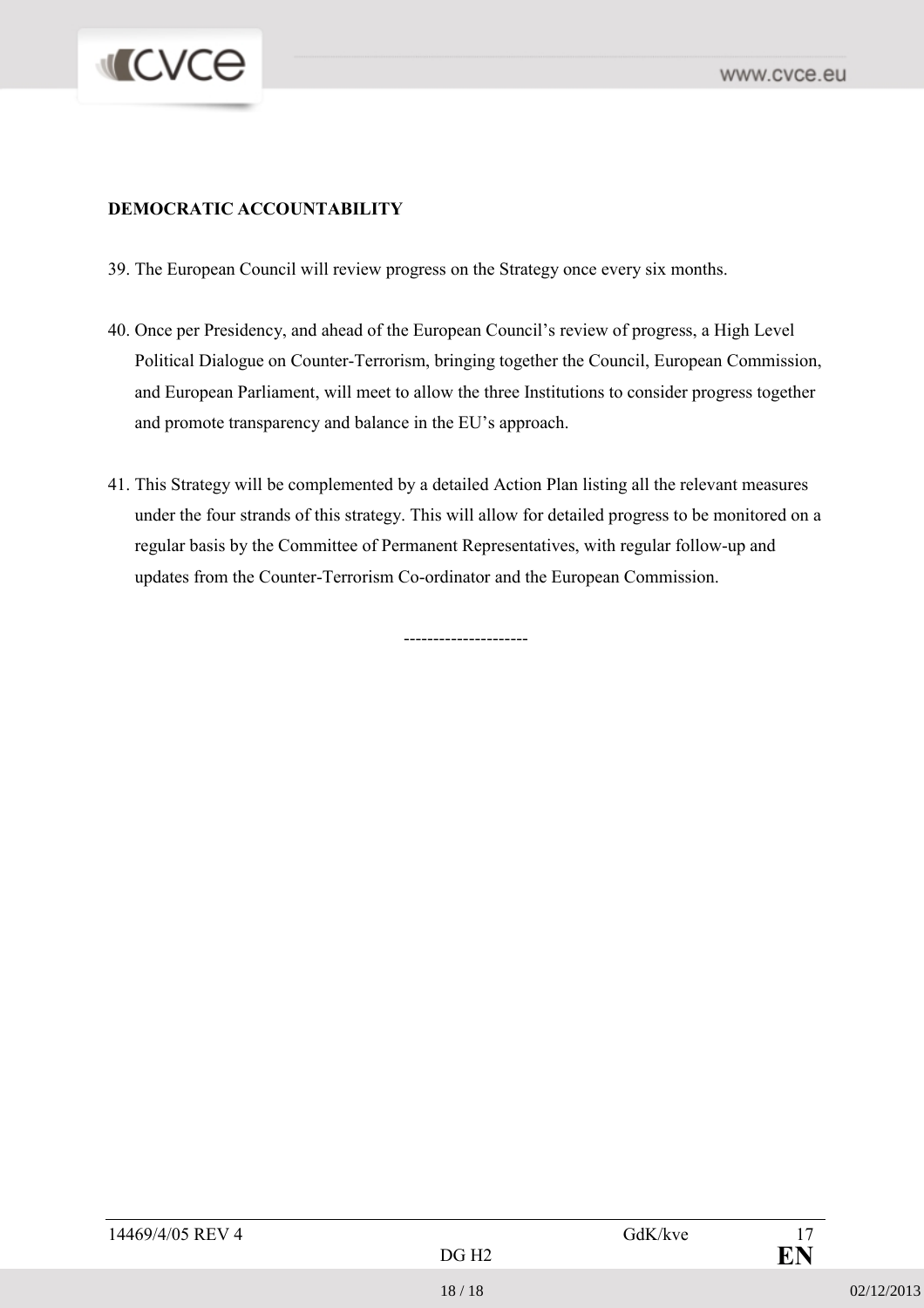**DEMOCRATIC ACCOUNTABILITY**

39. The European Council will review progress on the Strategy once every six months.

40. Once per Presidency, and ahead of the European Council's review of progress, a High Level Political Dialogue on Counter-Terrorism, bringing together the Council, European Commission, and European Parliament, will meet to allow the three Institutions to consider progress together and promote transparency and balance in the EU's approach.

41. This Strategy will be complemented by a detailed Action Plan listing all the relevant measures under the four strands of this strategy. This will allow for detailed progress to be monitored on a regular basis by the Committee of Permanent Representatives, with regular follow-up and updates from the Counter-Terrorism Co-ordinator and the European Commission.

---------------------